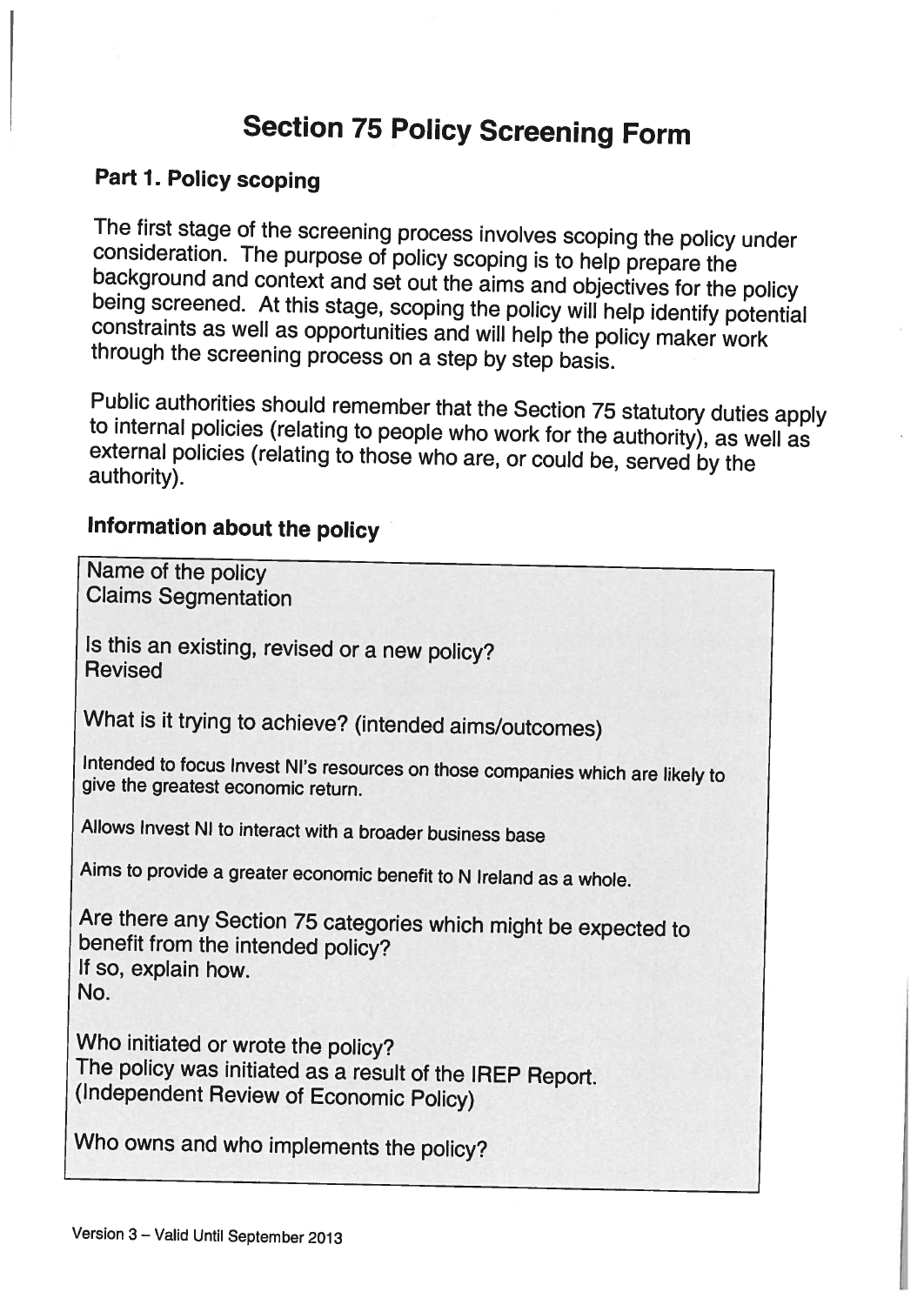# Section 75 Policy Screening Form

## Part 1. Policy scoping

The first stage of the screening process involves scoping the policy under consideration. The purpose of policy scoping is to help prepare the background and context and set out the aims and objectives for the policy being screened. At this stage, scoping the policy will help identify potential constraints as well as opportunities and will help the policy maker work through the screening process on a step by step basis.

Public authorities should remember that the Section 75 statutory duties apply to internal policies (relating to people who work for the authority), as well as external policies (relating to those who are, or could be, served by the authority).

### Information about the policy

Name of the policy
Claims Segmentation

Is this an existing, revised or a new policy?
Revised

What is it trying to achieve? (intended aims/outcomes)

Intended to focus Invest NI's resources on those companies which are likely to give the greatest economic return.

Allows Invest NI to interact with a broader business base

Aims to provide a greater economic benefit to N Ireland as a whole.

Are there any Section 75 categories which might be expected to benefit from the intended policy?
If so, explain how.
No.

Who initiated or wrote the policy?
The policy was initiated as a result of the IREP Report. (Independent Review of Economic Policy)

Who owns and who implements the policy?

Version 3 – Valid Until September 2013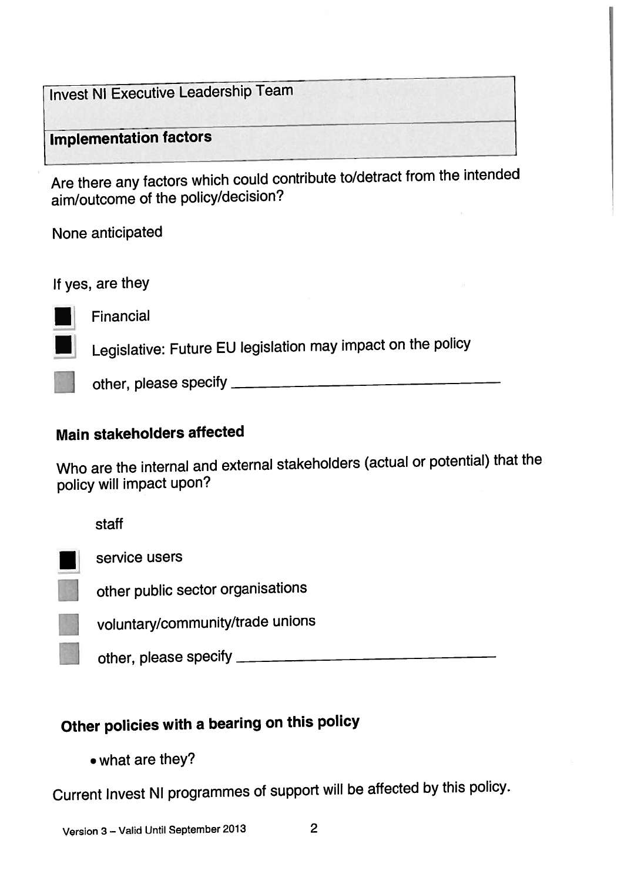| Invest NI Executive Leadership Team |
| --- |
| **Implementation factors** |

Are there any factors which could contribute to/detract from the intended aim/outcome of the policy/decision?

None anticipated

If yes, are they

- [x] Financial
- [x] Legislative: Future EU legislation may impact on the policy
- [ ] other, please specify ______________________

**Main stakeholders affected**

Who are the internal and external stakeholders (actual or potential) that the policy will impact upon?

staff

- [x] service users
- [ ] other public sector organisations
- [ ] voluntary/community/trade unions
- [ ] other, please specify ______________________

**Other policies with a bearing on this policy**

- what are they?

Current Invest NI programmes of support will be affected by this policy.

Version 3 – Valid Until September 2013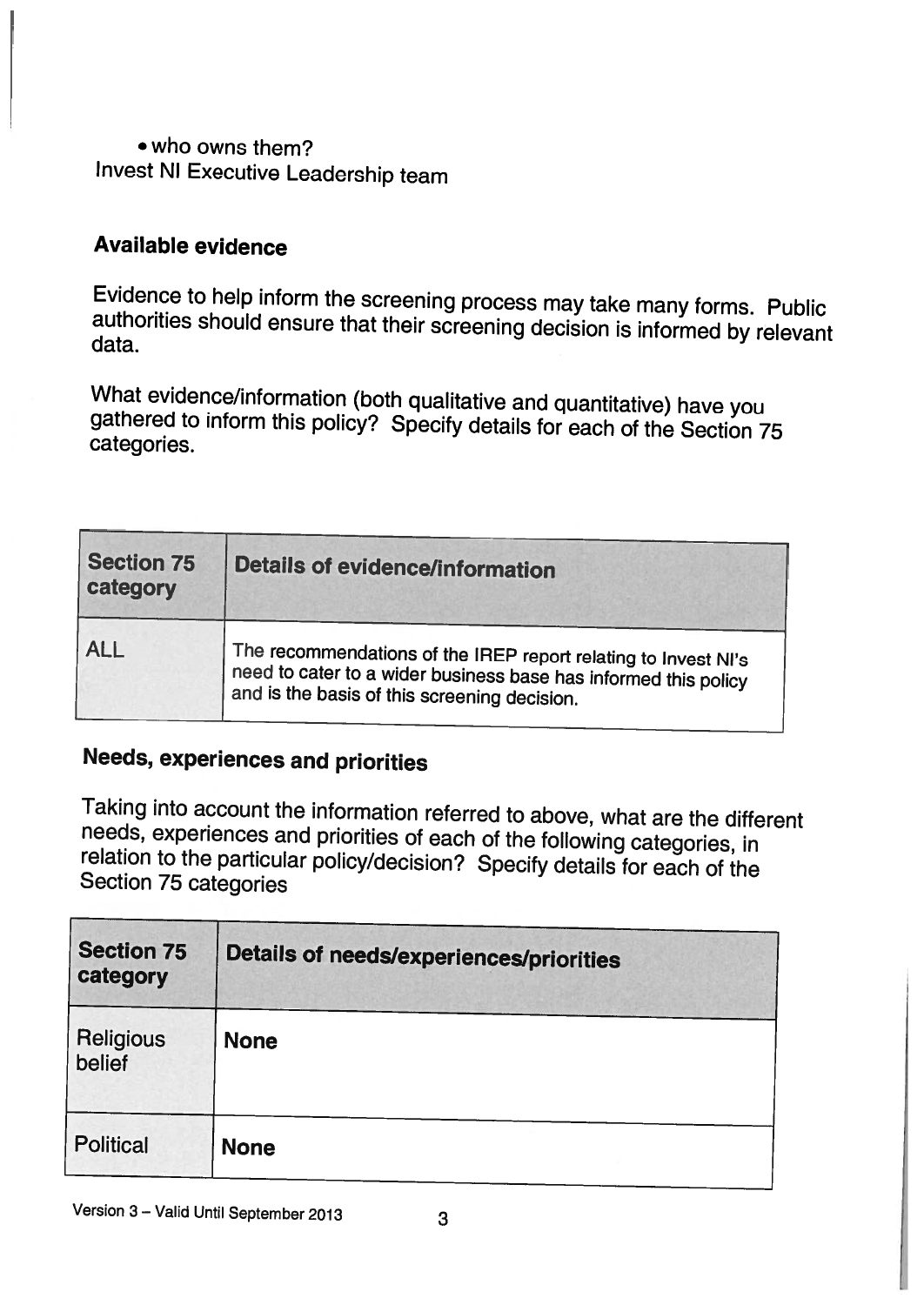- who owns them?

Invest NI Executive Leadership team

**Available evidence**

Evidence to help inform the screening process may take many forms. Public authorities should ensure that their screening decision is informed by relevant data.

What evidence/information (both qualitative and quantitative) have you gathered to inform this policy? Specify details for each of the Section 75 categories.

| Section 75 category | Details of evidence/information |
|---|---|
| ALL | The recommendations of the IREP report relating to Invest NI's need to cater to a wider business base has informed this policy and is the basis of this screening decision. |

**Needs, experiences and priorities**

Taking into account the information referred to above, what are the different needs, experiences and priorities of each of the following categories, in relation to the particular policy/decision? Specify details for each of the Section 75 categories

| Section 75 category | Details of needs/experiences/priorities |
|---|---|
| Religious belief | **None** |
| Political | **None** |

Version 3 – Valid Until September 2013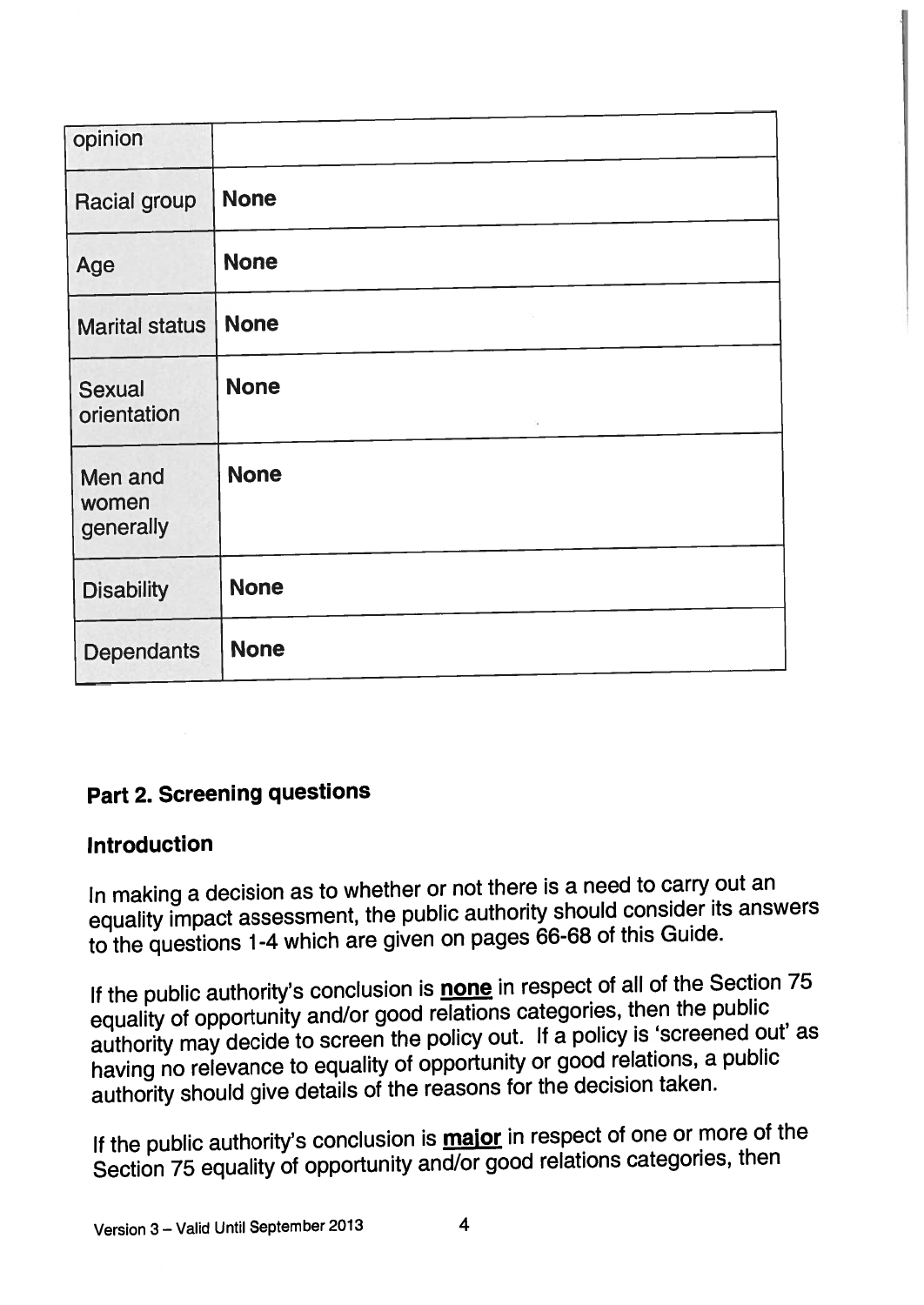| opinion | |
|---|---|
| Racial group | **None** |
| Age | **None** |
| Marital status | **None** |
| Sexual orientation | **None** |
| Men and women generally | **None** |
| Disability | **None** |
| Dependants | **None** |

## Part 2. Screening questions

### Introduction

In making a decision as to whether or not there is a need to carry out an equality impact assessment, the public authority should consider its answers to the questions 1-4 which are given on pages 66-68 of this Guide.

If the public authority's conclusion is **none** in respect of all of the Section 75 equality of opportunity and/or good relations categories, then the public authority may decide to screen the policy out. If a policy is 'screened out' as having no relevance to equality of opportunity or good relations, a public authority should give details of the reasons for the decision taken.

If the public authority's conclusion is **major** in respect of one or more of the Section 75 equality of opportunity and/or good relations categories, then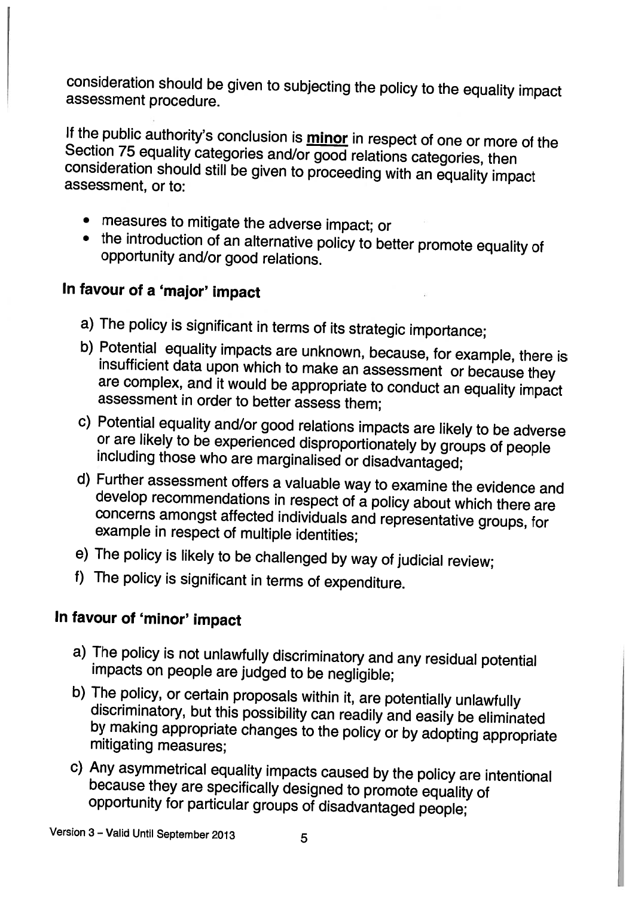consideration should be given to subjecting the policy to the equality impact assessment procedure.

If the public authority's conclusion is **minor** in respect of one or more of the Section 75 equality categories and/or good relations categories, then consideration should still be given to proceeding with an equality impact assessment, or to:

- measures to mitigate the adverse impact; or
- the introduction of an alternative policy to better promote equality of opportunity and/or good relations.

### In favour of a 'major' impact

a) The policy is significant in terms of its strategic importance;

b) Potential equality impacts are unknown, because, for example, there is insufficient data upon which to make an assessment or because they are complex, and it would be appropriate to conduct an equality impact assessment in order to better assess them;

c) Potential equality and/or good relations impacts are likely to be adverse or are likely to be experienced disproportionately by groups of people including those who are marginalised or disadvantaged;

d) Further assessment offers a valuable way to examine the evidence and develop recommendations in respect of a policy about which there are concerns amongst affected individuals and representative groups, for example in respect of multiple identities;

e) The policy is likely to be challenged by way of judicial review;

f) The policy is significant in terms of expenditure.

### In favour of 'minor' impact

a) The policy is not unlawfully discriminatory and any residual potential impacts on people are judged to be negligible;

b) The policy, or certain proposals within it, are potentially unlawfully discriminatory, but this possibility can readily and easily be eliminated by making appropriate changes to the policy or by adopting appropriate mitigating measures;

c) Any asymmetrical equality impacts caused by the policy are intentional because they are specifically designed to promote equality of opportunity for particular groups of disadvantaged people;

Version 3 – Valid Until September 2013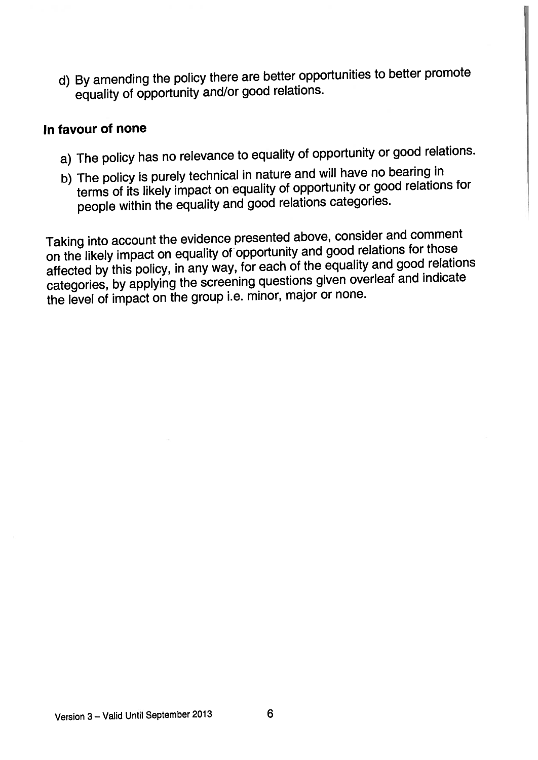d) By amending the policy there are better opportunities to better promote equality of opportunity and/or good relations.

### In favour of none

a) The policy has no relevance to equality of opportunity or good relations.

b) The policy is purely technical in nature and will have no bearing in terms of its likely impact on equality of opportunity or good relations for people within the equality and good relations categories.

Taking into account the evidence presented above, consider and comment on the likely impact on equality of opportunity and good relations for those affected by this policy, in any way, for each of the equality and good relations categories, by applying the screening questions given overleaf and indicate the level of impact on the group i.e. minor, major or none.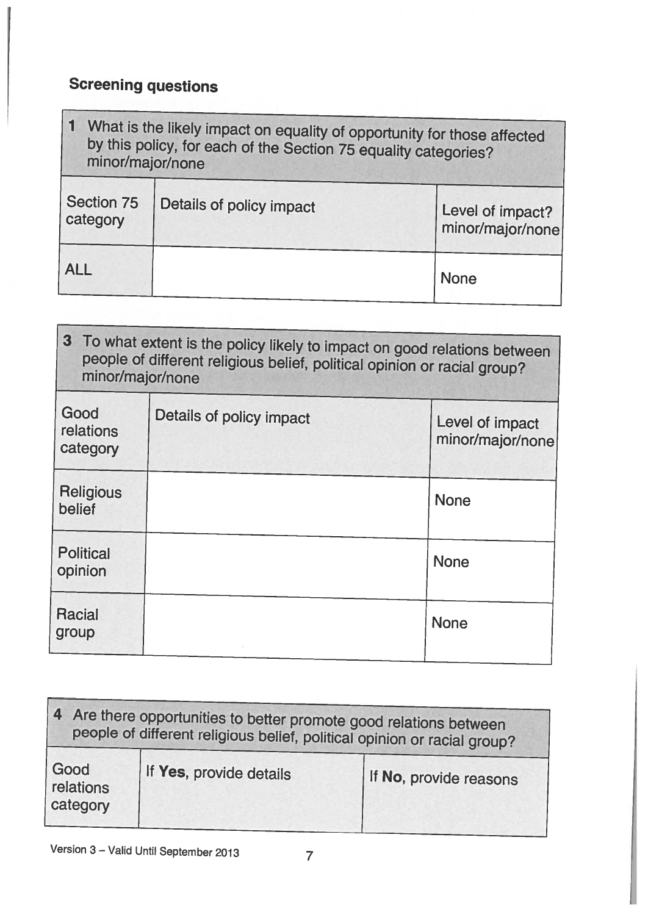## Screening questions

| 1 What is the likely impact on equality of opportunity for those affected by this policy, for each of the Section 75 equality categories? minor/major/none | | |
|---|---|---|
| **Section 75 category** | **Details of policy impact** | **Level of impact? minor/major/none** |
| ALL | | None |

| 3 To what extent is the policy likely to impact on good relations between people of different religious belief, political opinion or racial group? minor/major/none | | |
|---|---|---|
| **Good relations category** | **Details of policy impact** | **Level of impact minor/major/none** |
| Religious belief | | None |
| Political opinion | | None |
| Racial group | | None |

| 4 Are there opportunities to better promote good relations between people of different religious belief, political opinion or racial group? | | |
|---|---|---|
| **Good relations category** | **If Yes, provide details** | **If No, provide reasons** |

Version 3 – Valid Until September 2013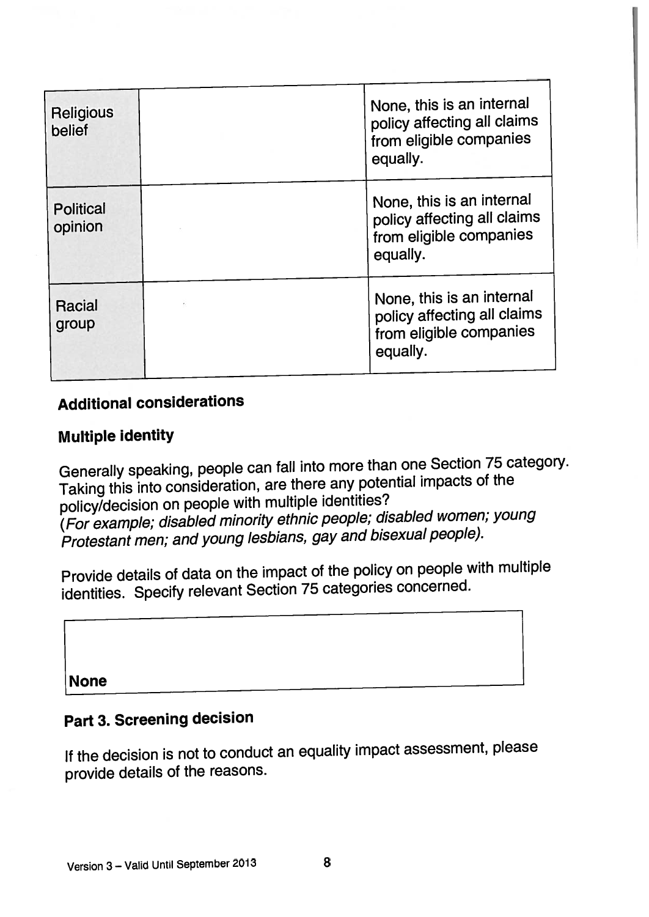| | | |
|---|---|---|
| Religious belief | | None, this is an internal policy affecting all claims from eligible companies equally. |
| Political opinion | | None, this is an internal policy affecting all claims from eligible companies equally. |
| Racial group | | None, this is an internal policy affecting all claims from eligible companies equally. |

## Additional considerations

### Multiple identity

Generally speaking, people can fall into more than one Section 75 category. Taking this into consideration, are there any potential impacts of the policy/decision on people with multiple identities?
*(For example; disabled minority ethnic people; disabled women; young Protestant men; and young lesbians, gay and bisexual people).*

Provide details of data on the impact of the policy on people with multiple identities. Specify relevant Section 75 categories concerned.

| |
|---|
| **None** |

## Part 3. Screening decision

If the decision is not to conduct an equality impact assessment, please provide details of the reasons.

Version 3 – Valid Until September 2013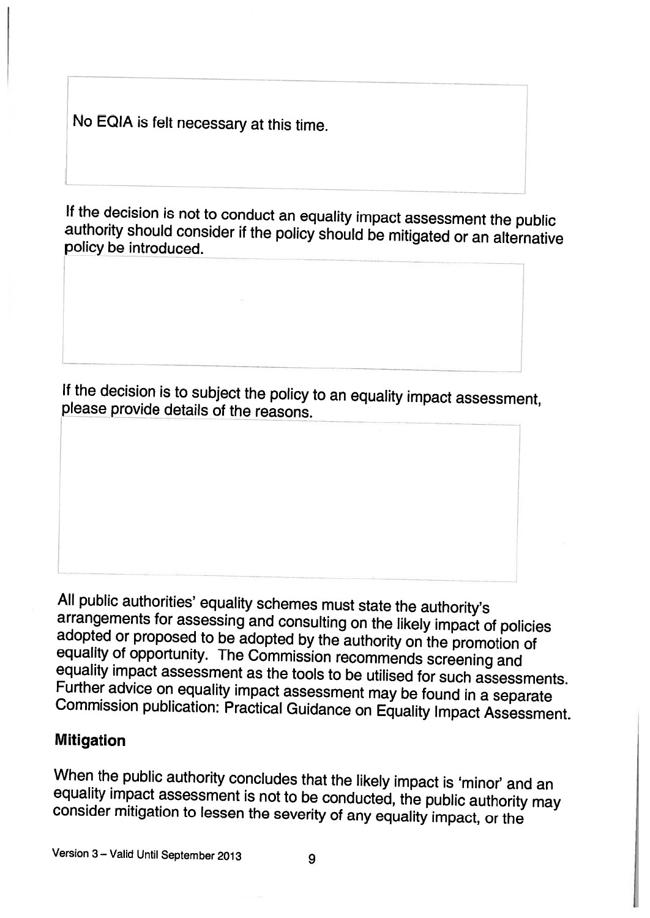| No EQIA is felt necessary at this time. |
|---|

If the decision is not to conduct an equality impact assessment the public authority should consider if the policy should be mitigated or an alternative policy be introduced.

| |
|---|

If the decision is to subject the policy to an equality impact assessment, please provide details of the reasons.

| |
|---|

All public authorities' equality schemes must state the authority's arrangements for assessing and consulting on the likely impact of policies adopted or proposed to be adopted by the authority on the promotion of equality of opportunity. The Commission recommends screening and equality impact assessment as the tools to be utilised for such assessments. Further advice on equality impact assessment may be found in a separate Commission publication: Practical Guidance on Equality Impact Assessment.

## Mitigation

When the public authority concludes that the likely impact is 'minor' and an equality impact assessment is not to be conducted, the public authority may consider mitigation to lessen the severity of any equality impact, or the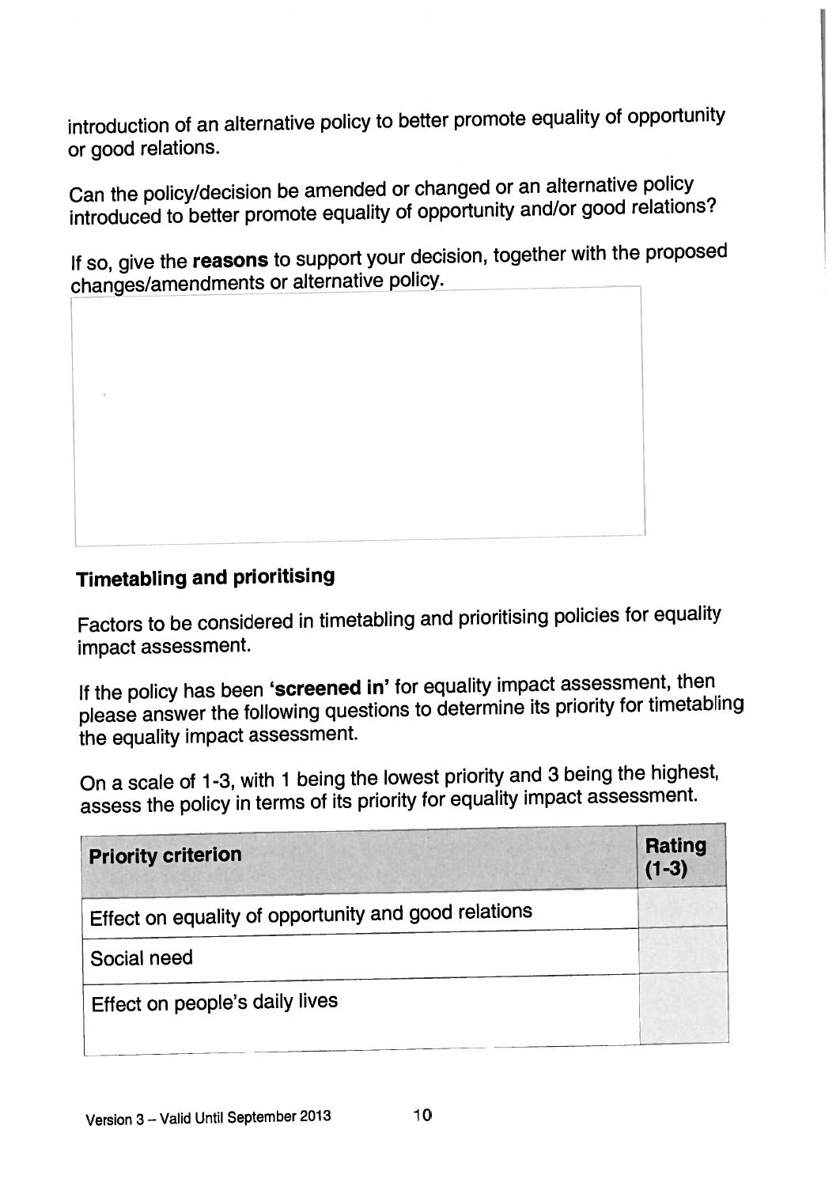introduction of an alternative policy to better promote equality of opportunity or good relations.

Can the policy/decision be amended or changed or an alternative policy introduced to better promote equality of opportunity and/or good relations?

If so, give the **reasons** to support your decision, together with the proposed changes/amendments or alternative policy.

| |
|---|
| |

### Timetabling and prioritising

Factors to be considered in timetabling and prioritising policies for equality impact assessment.

If the policy has been **'screened in'** for equality impact assessment, then please answer the following questions to determine its priority for timetabling the equality impact assessment.

On a scale of 1-3, with 1 being the lowest priority and 3 being the highest, assess the policy in terms of its priority for equality impact assessment.

| Priority criterion | Rating (1-3) |
|---|---|
| Effect on equality of opportunity and good relations | |
| Social need | |
| Effect on people's daily lives | |

Version 3 – Valid Until September 2013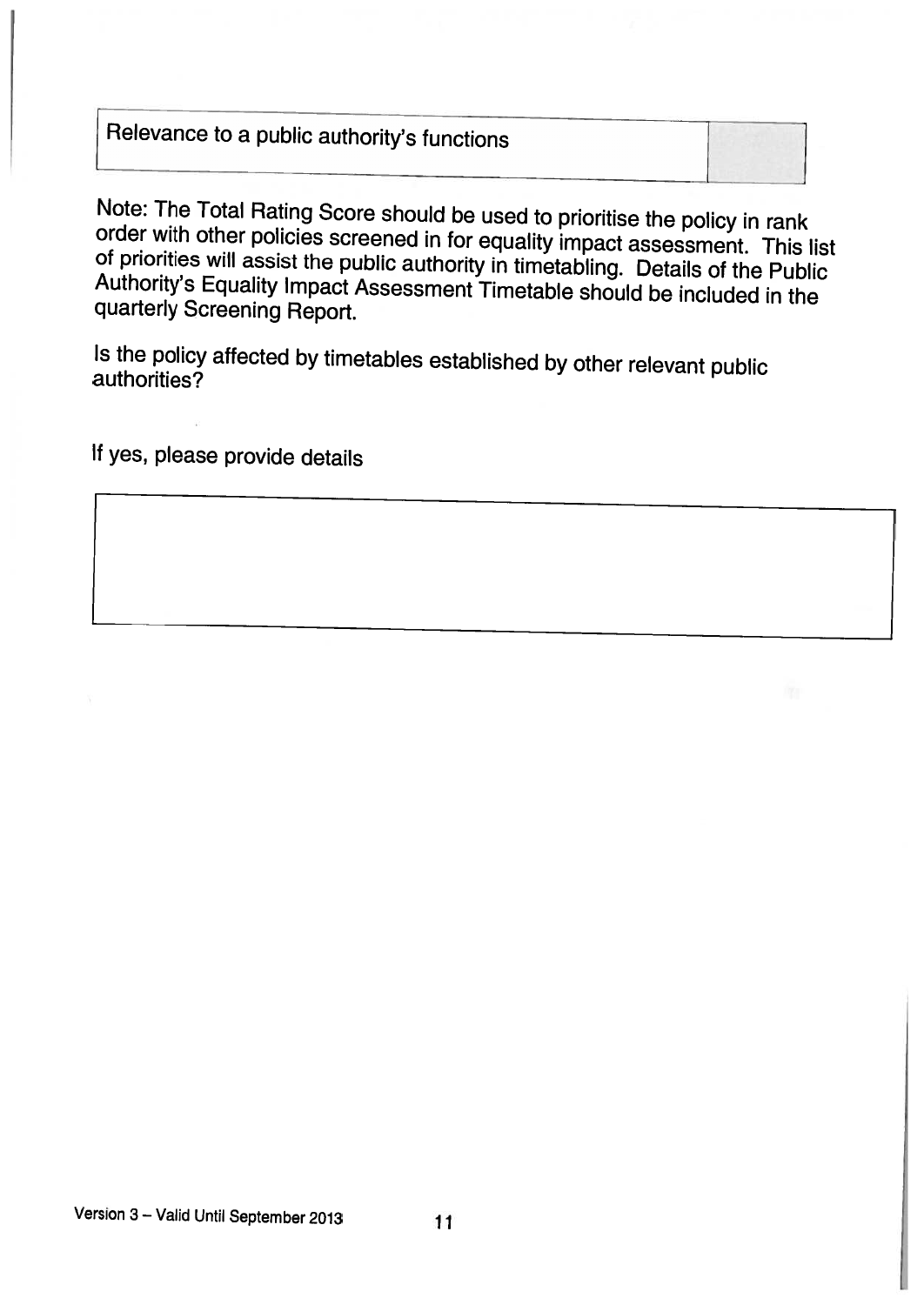| Relevance to a public authority's functions | |
|---|---|

Note: The Total Rating Score should be used to prioritise the policy in rank order with other policies screened in for equality impact assessment. This list of priorities will assist the public authority in timetabling. Details of the Public Authority's Equality Impact Assessment Timetable should be included in the quarterly Screening Report.

Is the policy affected by timetables established by other relevant public authorities?

If yes, please provide details

| |
|---|
| |

Version 3 – Valid Until September 2013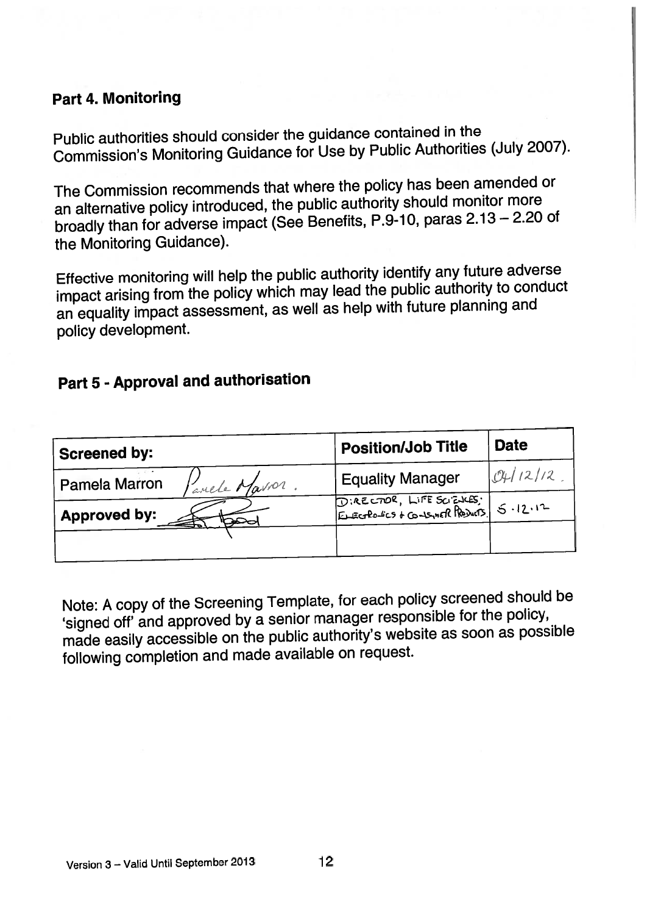## Part 4. Monitoring

Public authorities should consider the guidance contained in the Commission's Monitoring Guidance for Use by Public Authorities (July 2007).

The Commission recommends that where the policy has been amended or an alternative policy introduced, the public authority should monitor more broadly than for adverse impact (See Benefits, P.9-10, paras 2.13 – 2.20 of the Monitoring Guidance).

Effective monitoring will help the public authority identify any future adverse impact arising from the policy which may lead the public authority to conduct an equality impact assessment, as well as help with future planning and policy development.

## Part 5 - Approval and authorisation

| **Screened by:** | **Position/Job Title** | **Date** |
|---|---|---|
| Pamela Marron *Pamela Marron* | Equality Manager | 04/12/12. |
| **Approved by:** [signature] | DIRECTOR, LIFE SCIENCES, ELECTRONICS & CONSUMER PRODUCTS | 5.12.12 |
| | | |

Note: A copy of the Screening Template, for each policy screened should be 'signed off' and approved by a senior manager responsible for the policy, made easily accessible on the public authority's website as soon as possible following completion and made available on request.

Version 3 – Valid Until September 2013